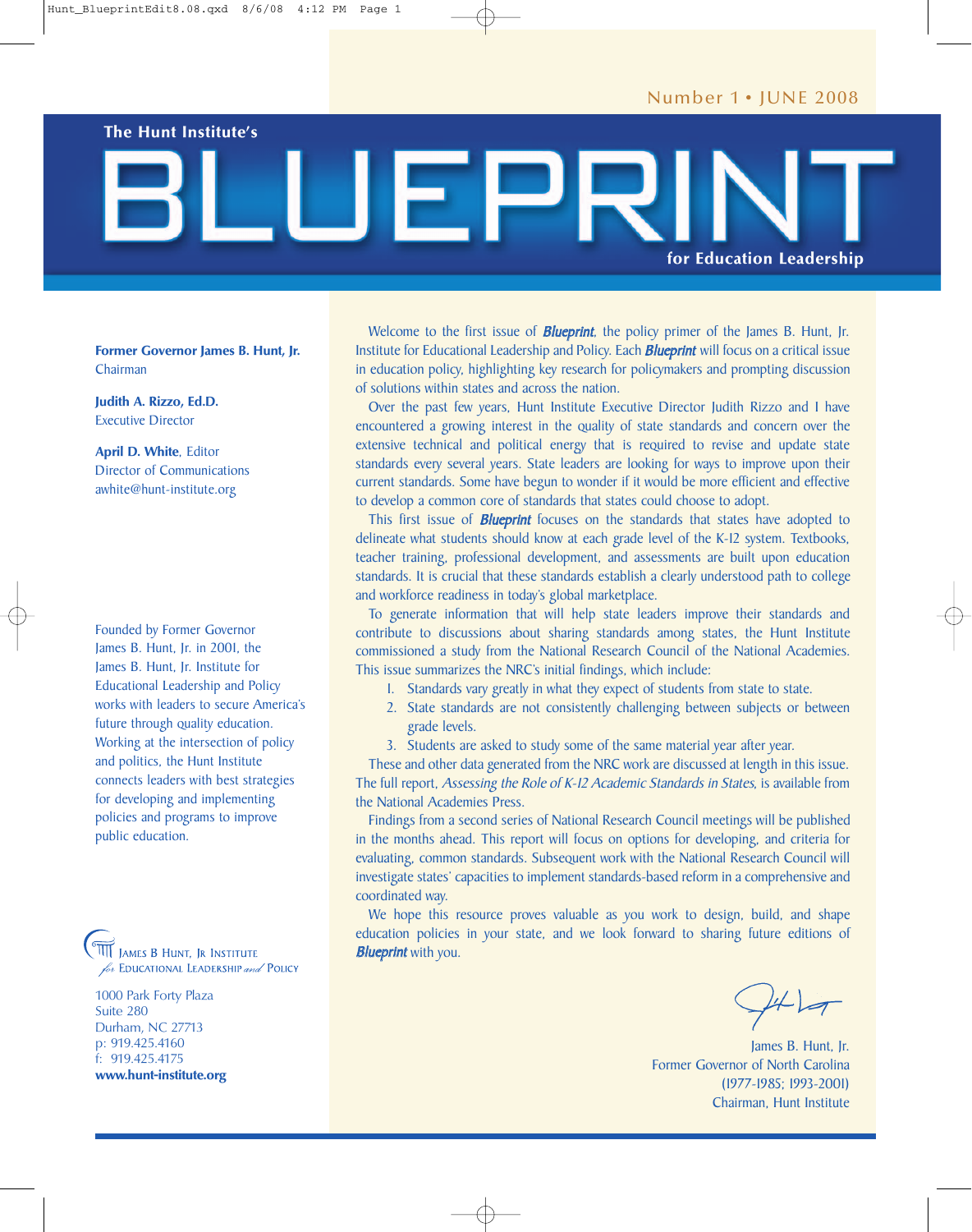Number 1 • JUNE 2008

The Hunt Institute's

# BLUEPRINT

for Education Leadership

**Former Governor James B. Hunt, Jr.**
Chairman

**Judith A. Rizzo, Ed.D.**
Executive Director

**April D. White**, Editor
Director of Communications
awhite@hunt-institute.org

Founded by Former Governor James B. Hunt, Jr. in 2001, the James B. Hunt, Jr. Institute for Educational Leadership and Policy works with leaders to secure America's future through quality education. Working at the intersection of policy and politics, the Hunt Institute connects leaders with best strategies for developing and implementing policies and programs to improve public education.

James B Hunt, Jr Institute for Educational Leadership and Policy

1000 Park Forty Plaza
Suite 280
Durham, NC 27713
p: 919.425.4160
f: 919.425.4175
**www.hunt-institute.org**

Welcome to the first issue of ***Blueprint***, the policy primer of the James B. Hunt, Jr. Institute for Educational Leadership and Policy. Each ***Blueprint*** will focus on a critical issue in education policy, highlighting key research for policymakers and prompting discussion of solutions within states and across the nation.

Over the past few years, Hunt Institute Executive Director Judith Rizzo and I have encountered a growing interest in the quality of state standards and concern over the extensive technical and political energy that is required to revise and update state standards every several years. State leaders are looking for ways to improve upon their current standards. Some have begun to wonder if it would be more efficient and effective to develop a common core of standards that states could choose to adopt.

This first issue of ***Blueprint*** focuses on the standards that states have adopted to delineate what students should know at each grade level of the K-12 system. Textbooks, teacher training, professional development, and assessments are built upon education standards. It is crucial that these standards establish a clearly understood path to college and workforce readiness in today's global marketplace.

To generate information that will help state leaders improve their standards and contribute to discussions about sharing standards among states, the Hunt Institute commissioned a study from the National Research Council of the National Academies. This issue summarizes the NRC's initial findings, which include:

1. Standards vary greatly in what they expect of students from state to state.
2. State standards are not consistently challenging between subjects or between grade levels.
3. Students are asked to study some of the same material year after year.

These and other data generated from the NRC work are discussed at length in this issue. The full report, *Assessing the Role of K-12 Academic Standards in States*, is available from the National Academies Press.

Findings from a second series of National Research Council meetings will be published in the months ahead. This report will focus on options for developing, and criteria for evaluating, common standards. Subsequent work with the National Research Council will investigate states' capacities to implement standards-based reform in a comprehensive and coordinated way.

We hope this resource proves valuable as you work to design, build, and shape education policies in your state, and we look forward to sharing future editions of ***Blueprint*** with you.

James B. Hunt, Jr.
Former Governor of North Carolina
(1977-1985; 1993-2001)
Chairman, Hunt Institute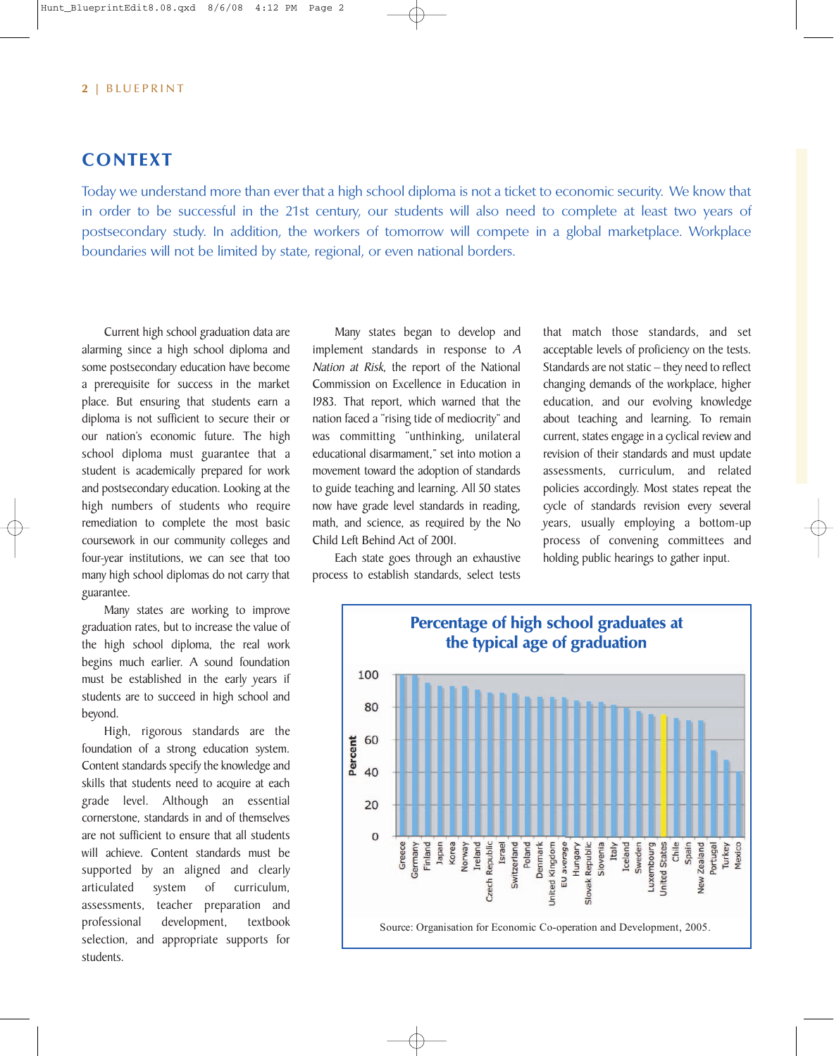## CONTEXT

Today we understand more than ever that a high school diploma is not a ticket to economic security. We know that in order to be successful in the 21st century, our students will also need to complete at least two years of postsecondary study. In addition, the workers of tomorrow will compete in a global marketplace. Workplace boundaries will not be limited by state, regional, or even national borders.

Current high school graduation data are alarming since a high school diploma and some postsecondary education have become a prerequisite for success in the market place. But ensuring that students earn a diploma is not sufficient to secure their or our nation's economic future. The high school diploma must guarantee that a student is academically prepared for work and postsecondary education. Looking at the high numbers of students who require remediation to complete the most basic coursework in our community colleges and four-year institutions, we can see that too many high school diplomas do not carry that guarantee.

Many states are working to improve graduation rates, but to increase the value of the high school diploma, the real work begins much earlier. A sound foundation must be established in the early years if students are to succeed in high school and beyond.

High, rigorous standards are the foundation of a strong education system. Content standards specify the knowledge and skills that students need to acquire at each grade level. Although an essential cornerstone, standards in and of themselves are not sufficient to ensure that all students will achieve. Content standards must be supported by an aligned and clearly articulated system of curriculum, assessments, teacher preparation and professional development, textbook selection, and appropriate supports for students.

Many states began to develop and implement standards in response to *A Nation at Risk*, the report of the National Commission on Excellence in Education in 1983. That report, which warned that the nation faced a "rising tide of mediocrity" and was committing "unthinking, unilateral educational disarmament," set into motion a movement toward the adoption of standards to guide teaching and learning. All 50 states now have grade level standards in reading, math, and science, as required by the No Child Left Behind Act of 2001.

Each state goes through an exhaustive process to establish standards, select tests that match those standards, and set acceptable levels of proficiency on the tests. Standards are not static – they need to reflect changing demands of the workplace, higher education, and our evolving knowledge about teaching and learning. To remain current, states engage in a cyclical review and revision of their standards and must update assessments, curriculum, and related policies accordingly. Most states repeat the cycle of standards revision every several years, usually employing a bottom-up process of convening committees and holding public hearings to gather input.

**Percentage of high school graduates at the typical age of graduation**

Bar chart (Percent, 0–100) showing, in descending order: Greece, Germany, Finland, Japan, Korea, Norway, Ireland, Czech Republic, Israel, Switzerland, Poland, Denmark, United Kingdom, EU average, Hungary, Slovak Republic, Slovenia, Italy, Iceland, Sweden, Luxembourg, United States, Chile, Spain, New Zealand, Portugal, Turkey, Mexico.

Source: Organisation for Economic Co-operation and Development, 2005.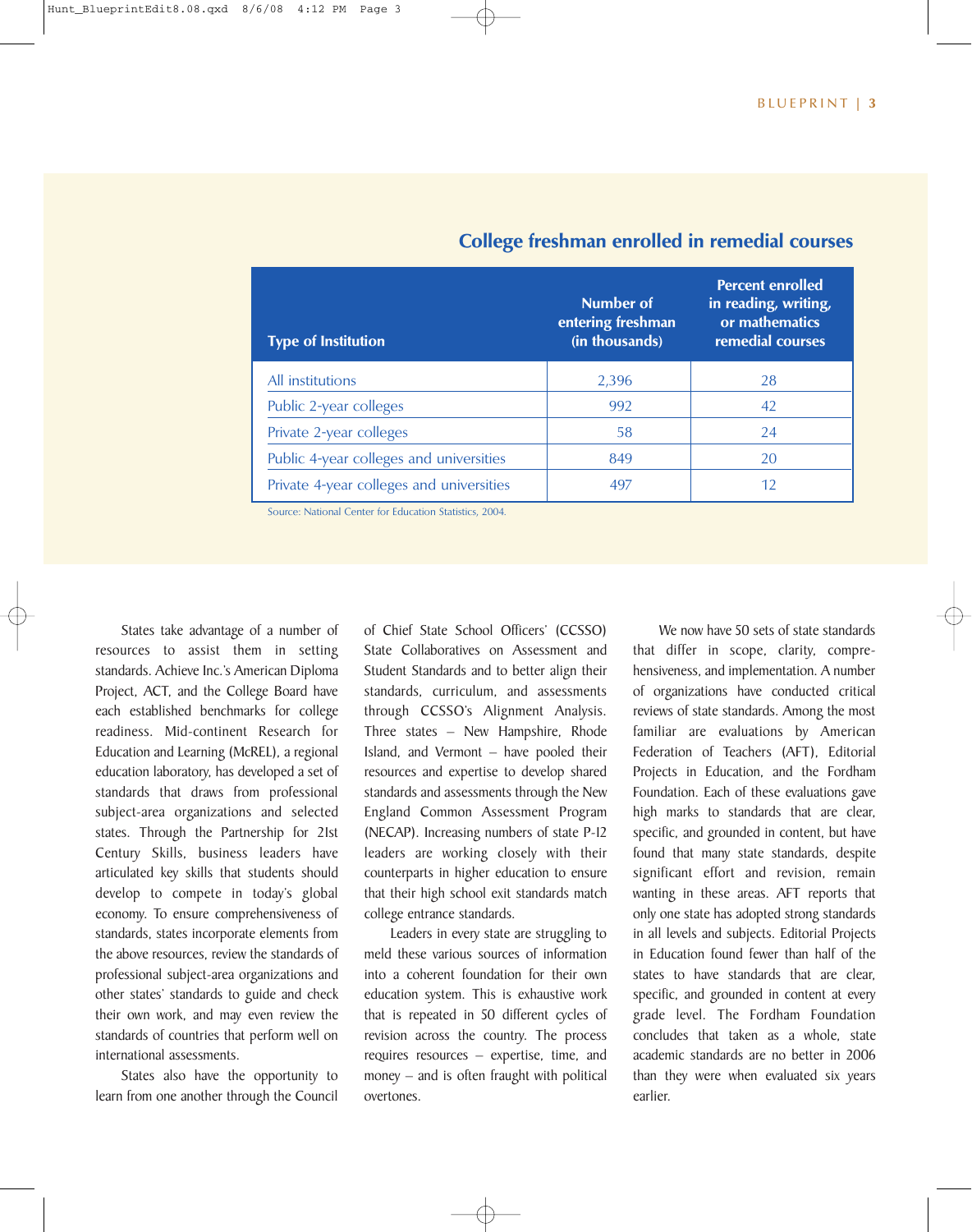### College freshman enrolled in remedial courses

| Type of Institution | Number of entering freshman (in thousands) | Percent enrolled in reading, writing, or mathematics remedial courses |
|---|---|---|
| All institutions | 2,396 | 28 |
| Public 2-year colleges | 992 | 42 |
| Private 2-year colleges | 58 | 24 |
| Public 4-year colleges and universities | 849 | 20 |
| Private 4-year colleges and universities | 497 | 12 |

Source: National Center for Education Statistics, 2004.

States take advantage of a number of resources to assist them in setting standards. Achieve Inc.'s American Diploma Project, ACT, and the College Board have each established benchmarks for college readiness. Mid-continent Research for Education and Learning (McREL), a regional education laboratory, has developed a set of standards that draws from professional subject-area organizations and selected states. Through the Partnership for 21st Century Skills, business leaders have articulated key skills that students should develop to compete in today's global economy. To ensure comprehensiveness of standards, states incorporate elements from the above resources, review the standards of professional subject-area organizations and other states' standards to guide and check their own work, and may even review the standards of countries that perform well on international assessments.

States also have the opportunity to learn from one another through the Council of Chief State School Officers' (CCSSO) State Collaboratives on Assessment and Student Standards and to better align their standards, curriculum, and assessments through CCSSO's Alignment Analysis. Three states – New Hampshire, Rhode Island, and Vermont – have pooled their resources and expertise to develop shared standards and assessments through the New England Common Assessment Program (NECAP). Increasing numbers of state P-12 leaders are working closely with their counterparts in higher education to ensure that their high school exit standards match college entrance standards.

Leaders in every state are struggling to meld these various sources of information into a coherent foundation for their own education system. This is exhaustive work that is repeated in 50 different cycles of revision across the country. The process requires resources – expertise, time, and money – and is often fraught with political overtones.

We now have 50 sets of state standards that differ in scope, clarity, comprehensiveness, and implementation. A number of organizations have conducted critical reviews of state standards. Among the most familiar are evaluations by American Federation of Teachers (AFT), Editorial Projects in Education, and the Fordham Foundation. Each of these evaluations gave high marks to standards that are clear, specific, and grounded in content, but have found that many state standards, despite significant effort and revision, remain wanting in these areas. AFT reports that only one state has adopted strong standards in all levels and subjects. Editorial Projects in Education found fewer than half of the states to have standards that are clear, specific, and grounded in content at every grade level. The Fordham Foundation concludes that taken as a whole, state academic standards are no better in 2006 than they were when evaluated six years earlier.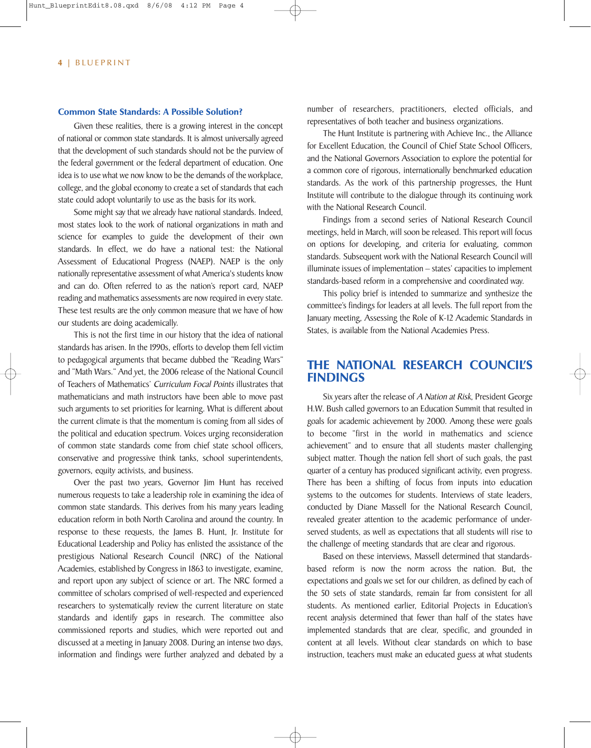### Common State Standards: A Possible Solution?

Given these realities, there is a growing interest in the concept of national or common state standards. It is almost universally agreed that the development of such standards should not be the purview of the federal government or the federal department of education. One idea is to use what we now know to be the demands of the workplace, college, and the global economy to create a set of standards that each state could adopt voluntarily to use as the basis for its work.

Some might say that we already have national standards. Indeed, most states look to the work of national organizations in math and science for examples to guide the development of their own standards. In effect, we do have a national test: the National Assessment of Educational Progress (NAEP). NAEP is the only nationally representative assessment of what America's students know and can do. Often referred to as the nation's report card, NAEP reading and mathematics assessments are now required in every state. These test results are the only common measure that we have of how our students are doing academically.

This is not the first time in our history that the idea of national standards has arisen. In the 1990s, efforts to develop them fell victim to pedagogical arguments that became dubbed the "Reading Wars" and "Math Wars." And yet, the 2006 release of the National Council of Teachers of Mathematics' *Curriculum Focal Points* illustrates that mathematicians and math instructors have been able to move past such arguments to set priorities for learning. What is different about the current climate is that the momentum is coming from all sides of the political and education spectrum. Voices urging reconsideration of common state standards come from chief state school officers, conservative and progressive think tanks, school superintendents, governors, equity activists, and business.

Over the past two years, Governor Jim Hunt has received numerous requests to take a leadership role in examining the idea of common state standards. This derives from his many years leading education reform in both North Carolina and around the country. In response to these requests, the James B. Hunt, Jr. Institute for Educational Leadership and Policy has enlisted the assistance of the prestigious National Research Council (NRC) of the National Academies, established by Congress in 1863 to investigate, examine, and report upon any subject of science or art. The NRC formed a committee of scholars comprised of well-respected and experienced researchers to systematically review the current literature on state standards and identify gaps in research. The committee also commissioned reports and studies, which were reported out and discussed at a meeting in January 2008. During an intense two days, information and findings were further analyzed and debated by a number of researchers, practitioners, elected officials, and representatives of both teacher and business organizations.

The Hunt Institute is partnering with Achieve Inc., the Alliance for Excellent Education, the Council of Chief State School Officers, and the National Governors Association to explore the potential for a common core of rigorous, internationally benchmarked education standards. As the work of this partnership progresses, the Hunt Institute will contribute to the dialogue through its continuing work with the National Research Council.

Findings from a second series of National Research Council meetings, held in March, will soon be released. This report will focus on options for developing, and criteria for evaluating, common standards. Subsequent work with the National Research Council will illuminate issues of implementation – states' capacities to implement standards-based reform in a comprehensive and coordinated way.

This policy brief is intended to summarize and synthesize the committee's findings for leaders at all levels. The full report from the January meeting, Assessing the Role of K-12 Academic Standards in States, is available from the National Academies Press.

## THE NATIONAL RESEARCH COUNCIL'S FINDINGS

Six years after the release of *A Nation at Risk*, President George H.W. Bush called governors to an Education Summit that resulted in goals for academic achievement by 2000. Among these were goals to become "first in the world in mathematics and science achievement" and to ensure that all students master challenging subject matter. Though the nation fell short of such goals, the past quarter of a century has produced significant activity, even progress. There has been a shifting of focus from inputs into education systems to the outcomes for students. Interviews of state leaders, conducted by Diane Massell for the National Research Council, revealed greater attention to the academic performance of under-served students, as well as expectations that all students will rise to the challenge of meeting standards that are clear and rigorous.

Based on these interviews, Massell determined that standards-based reform is now the norm across the nation. But, the expectations and goals we set for our children, as defined by each of the 50 sets of state standards, remain far from consistent for all students. As mentioned earlier, Editorial Projects in Education's recent analysis determined that fewer than half of the states have implemented standards that are clear, specific, and grounded in content at all levels. Without clear standards on which to base instruction, teachers must make an educated guess at what students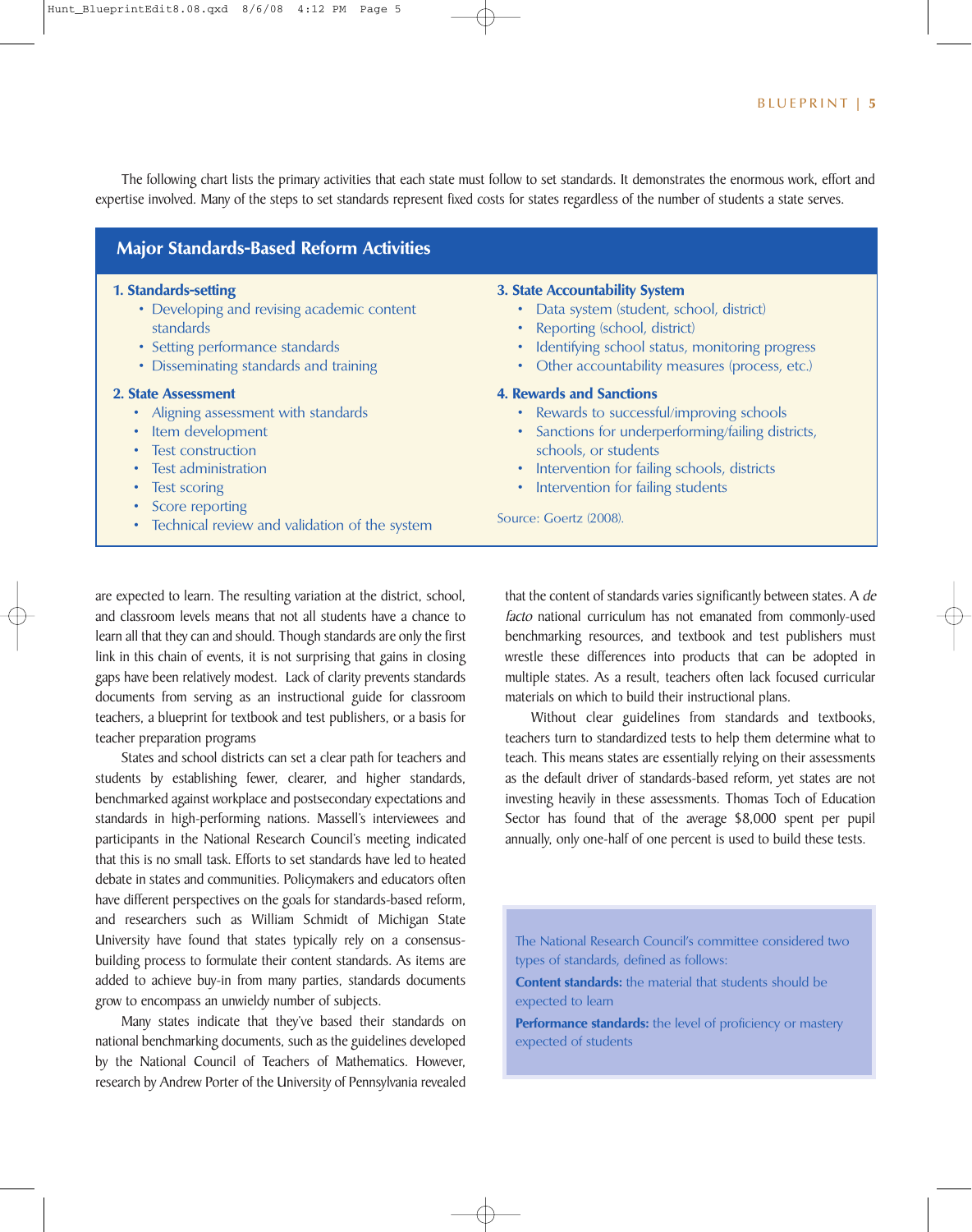The following chart lists the primary activities that each state must follow to set standards. It demonstrates the enormous work, effort and expertise involved. Many of the steps to set standards represent fixed costs for states regardless of the number of students a state serves.

## Major Standards-Based Reform Activities

**1. Standards-setting**

- Developing and revising academic content standards
- Setting performance standards
- Disseminating standards and training

**2. State Assessment**

- Aligning assessment with standards
- Item development
- Test construction
- Test administration
- Test scoring
- Score reporting
- Technical review and validation of the system

**3. State Accountability System**

- Data system (student, school, district)
- Reporting (school, district)
- Identifying school status, monitoring progress
- Other accountability measures (process, etc.)

**4. Rewards and Sanctions**

- Rewards to successful/improving schools
- Sanctions for underperforming/failing districts, schools, or students
- Intervention for failing schools, districts
- Intervention for failing students

Source: Goertz (2008).

are expected to learn. The resulting variation at the district, school, and classroom levels means that not all students have a chance to learn all that they can and should. Though standards are only the first link in this chain of events, it is not surprising that gains in closing gaps have been relatively modest. Lack of clarity prevents standards documents from serving as an instructional guide for classroom teachers, a blueprint for textbook and test publishers, or a basis for teacher preparation programs

States and school districts can set a clear path for teachers and students by establishing fewer, clearer, and higher standards, benchmarked against workplace and postsecondary expectations and standards in high-performing nations. Massell's interviewees and participants in the National Research Council's meeting indicated that this is no small task. Efforts to set standards have led to heated debate in states and communities. Policymakers and educators often have different perspectives on the goals for standards-based reform, and researchers such as William Schmidt of Michigan State University have found that states typically rely on a consensus-building process to formulate their content standards. As items are added to achieve buy-in from many parties, standards documents grow to encompass an unwieldy number of subjects.

Many states indicate that they've based their standards on national benchmarking documents, such as the guidelines developed by the National Council of Teachers of Mathematics. However, research by Andrew Porter of the University of Pennsylvania revealed that the content of standards varies significantly between states. A *de facto* national curriculum has not emanated from commonly-used benchmarking resources, and textbook and test publishers must wrestle these differences into products that can be adopted in multiple states. As a result, teachers often lack focused curricular materials on which to build their instructional plans.

Without clear guidelines from standards and textbooks, teachers turn to standardized tests to help them determine what to teach. This means states are essentially relying on their assessments as the default driver of standards-based reform, yet states are not investing heavily in these assessments. Thomas Toch of Education Sector has found that of the average $8,000 spent per pupil annually, only one-half of one percent is used to build these tests.

The National Research Council's committee considered two types of standards, defined as follows:

**Content standards:** the material that students should be expected to learn

**Performance standards:** the level of proficiency or mastery expected of students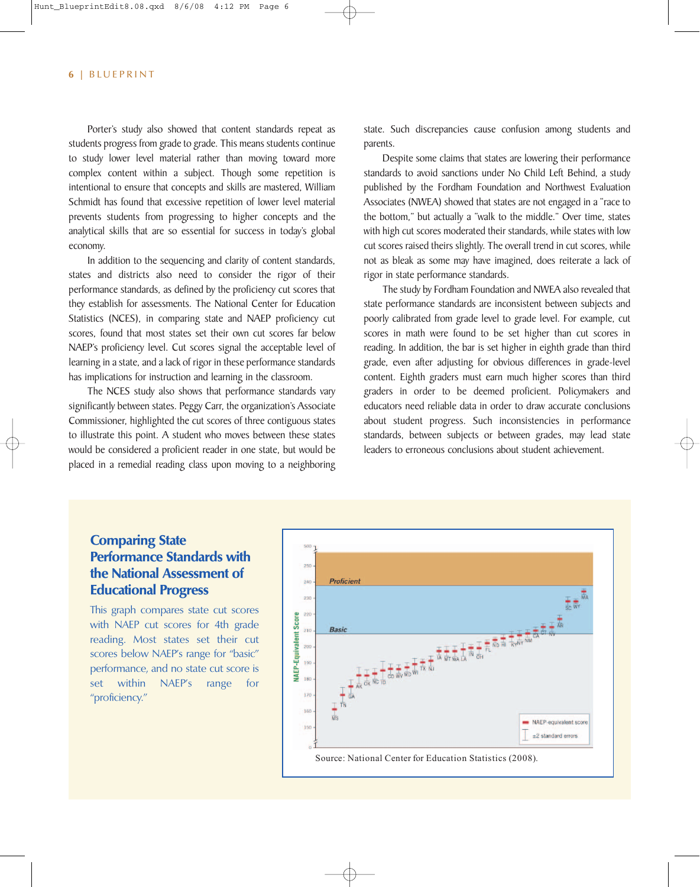Porter's study also showed that content standards repeat as students progress from grade to grade. This means students continue to study lower level material rather than moving toward more complex content within a subject. Though some repetition is intentional to ensure that concepts and skills are mastered, William Schmidt has found that excessive repetition of lower level material prevents students from progressing to higher concepts and the analytical skills that are so essential for success in today's global economy.

In addition to the sequencing and clarity of content standards, states and districts also need to consider the rigor of their performance standards, as defined by the proficiency cut scores that they establish for assessments. The National Center for Education Statistics (NCES), in comparing state and NAEP proficiency cut scores, found that most states set their own cut scores far below NAEP's proficiency level. Cut scores signal the acceptable level of learning in a state, and a lack of rigor in these performance standards has implications for instruction and learning in the classroom.

The NCES study also shows that performance standards vary significantly between states. Peggy Carr, the organization's Associate Commissioner, highlighted the cut scores of three contiguous states to illustrate this point. A student who moves between these states would be considered a proficient reader in one state, but would be placed in a remedial reading class upon moving to a neighboring state. Such discrepancies cause confusion among students and parents.

Despite some claims that states are lowering their performance standards to avoid sanctions under No Child Left Behind, a study published by the Fordham Foundation and Northwest Evaluation Associates (NWEA) showed that states are not engaged in a "race to the bottom," but actually a "walk to the middle." Over time, states with high cut scores moderated their standards, while states with low cut scores raised theirs slightly. The overall trend in cut scores, while not as bleak as some may have imagined, does reiterate a lack of rigor in state performance standards.

The study by Fordham Foundation and NWEA also revealed that state performance standards are inconsistent between subjects and poorly calibrated from grade level to grade level. For example, cut scores in math were found to be set higher than cut scores in reading. In addition, the bar is set higher in eighth grade than third grade, even after adjusting for obvious differences in grade-level content. Eighth graders must earn much higher scores than third graders in order to be deemed proficient. Policymakers and educators need reliable data in order to draw accurate conclusions about student progress. Such inconsistencies in performance standards, between subjects or between grades, may lead state leaders to erroneous conclusions about student achievement.

## Comparing State Performance Standards with the National Assessment of Educational Progress

This graph compares state cut scores with NAEP cut scores for 4th grade reading. Most states set their cut scores below NAEP's range for "basic" performance, and no state cut score is set within NAEP's range for "proficiency."

Source: National Center for Education Statistics (2008).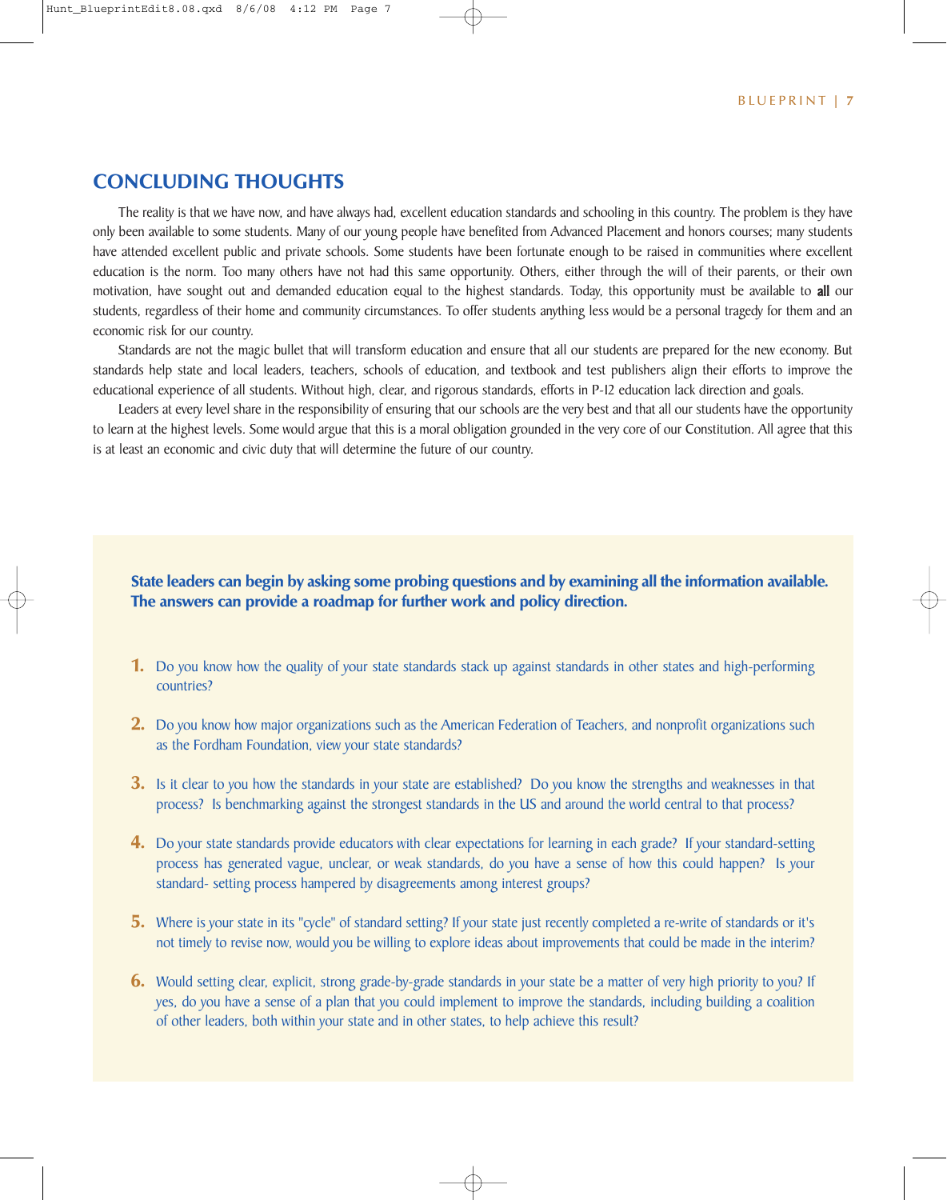## CONCLUDING THOUGHTS

The reality is that we have now, and have always had, excellent education standards and schooling in this country. The problem is they have only been available to some students. Many of our young people have benefited from Advanced Placement and honors courses; many students have attended excellent public and private schools. Some students have been fortunate enough to be raised in communities where excellent education is the norm. Too many others have not had this same opportunity. Others, either through the will of their parents, or their own motivation, have sought out and demanded education equal to the highest standards. Today, this opportunity must be available to **all** our students, regardless of their home and community circumstances. To offer students anything less would be a personal tragedy for them and an economic risk for our country.

Standards are not the magic bullet that will transform education and ensure that all our students are prepared for the new economy. But standards help state and local leaders, teachers, schools of education, and textbook and test publishers align their efforts to improve the educational experience of all students. Without high, clear, and rigorous standards, efforts in P-12 education lack direction and goals.

Leaders at every level share in the responsibility of ensuring that our schools are the very best and that all our students have the opportunity to learn at the highest levels. Some would argue that this is a moral obligation grounded in the very core of our Constitution. All agree that this is at least an economic and civic duty that will determine the future of our country.

**State leaders can begin by asking some probing questions and by examining all the information available. The answers can provide a roadmap for further work and policy direction.**

1. Do you know how the quality of your state standards stack up against standards in other states and high-performing countries?

2. Do you know how major organizations such as the American Federation of Teachers, and nonprofit organizations such as the Fordham Foundation, view your state standards?

3. Is it clear to you how the standards in your state are established? Do you know the strengths and weaknesses in that process? Is benchmarking against the strongest standards in the US and around the world central to that process?

4. Do your state standards provide educators with clear expectations for learning in each grade? If your standard-setting process has generated vague, unclear, or weak standards, do you have a sense of how this could happen? Is your standard- setting process hampered by disagreements among interest groups?

5. Where is your state in its "cycle" of standard setting? If your state just recently completed a re-write of standards or it's not timely to revise now, would you be willing to explore ideas about improvements that could be made in the interim?

6. Would setting clear, explicit, strong grade-by-grade standards in your state be a matter of very high priority to you? If yes, do you have a sense of a plan that you could implement to improve the standards, including building a coalition of other leaders, both within your state and in other states, to help achieve this result?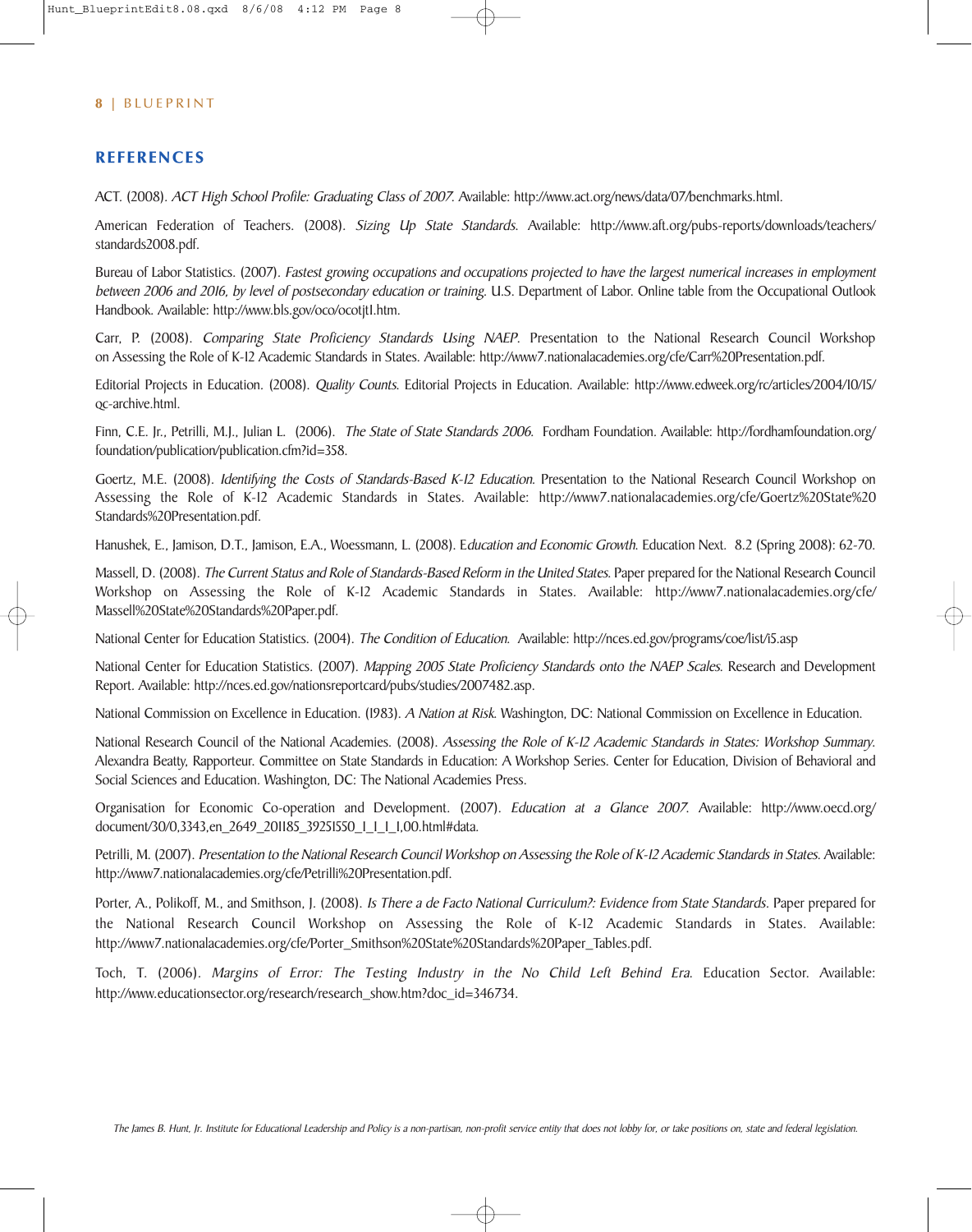## REFERENCES

ACT. (2008). *ACT High School Profile: Graduating Class of 2007.* Available: http://www.act.org/news/data/07/benchmarks.html.

American Federation of Teachers. (2008). *Sizing Up State Standards.* Available: http://www.aft.org/pubs-reports/downloads/teachers/standards2008.pdf.

Bureau of Labor Statistics. (2007). *Fastest growing occupations and occupations projected to have the largest numerical increases in employment between 2006 and 2016, by level of postsecondary education or training.* U.S. Department of Labor. Online table from the Occupational Outlook Handbook. Available: http://www.bls.gov/oco/ocotjt1.htm.

Carr, P. (2008). *Comparing State Proficiency Standards Using NAEP.* Presentation to the National Research Council Workshop on Assessing the Role of K-12 Academic Standards in States. Available: http://www7.nationalacademies.org/cfe/Carr%20Presentation.pdf.

Editorial Projects in Education. (2008). *Quality Counts.* Editorial Projects in Education. Available: http://www.edweek.org/rc/articles/2004/10/15/qc-archive.html.

Finn, C.E. Jr., Petrilli, M.J., Julian L. (2006). *The State of State Standards 2006.* Fordham Foundation. Available: http://fordhamfoundation.org/foundation/publication/publication.cfm?id=358.

Goertz, M.E. (2008). *Identifying the Costs of Standards-Based K-12 Education.* Presentation to the National Research Council Workshop on Assessing the Role of K-12 Academic Standards in States. Available: http://www7.nationalacademies.org/cfe/Goertz%20State%20Standards%20Presentation.pdf.

Hanushek, E., Jamison, D.T., Jamison, E.A., Woessmann, L. (2008). E*ducation and Economic Growth.* Education Next. 8.2 (Spring 2008): 62-70.

Massell, D. (2008). *The Current Status and Role of Standards-Based Reform in the United States.* Paper prepared for the National Research Council Workshop on Assessing the Role of K-12 Academic Standards in States. Available: http://www7.nationalacademies.org/cfe/Massell%20State%20Standards%20Paper.pdf.

National Center for Education Statistics. (2004). *The Condition of Education.* Available: http://nces.ed.gov/programs/coe/list/i5.asp

National Center for Education Statistics. (2007). *Mapping 2005 State Proficiency Standards onto the NAEP Scales.* Research and Development Report. Available: http://nces.ed.gov/nationsreportcard/pubs/studies/2007482.asp.

National Commission on Excellence in Education. (1983). *A Nation at Risk.* Washington, DC: National Commission on Excellence in Education.

National Research Council of the National Academies. (2008). *Assessing the Role of K-12 Academic Standards in States: Workshop Summary.* Alexandra Beatty, Rapporteur. Committee on State Standards in Education: A Workshop Series. Center for Education, Division of Behavioral and Social Sciences and Education. Washington, DC: The National Academies Press.

Organisation for Economic Co-operation and Development. (2007). *Education at a Glance 2007.* Available: http://www.oecd.org/document/30/0,3343,en_2649_201185_39251550_1_1_1_1,00.html#data.

Petrilli, M. (2007). *Presentation to the National Research Council Workshop on Assessing the Role of K-12 Academic Standards in States.* Available: http://www7.nationalacademies.org/cfe/Petrilli%20Presentation.pdf.

Porter, A., Polikoff, M., and Smithson, J. (2008). *Is There a de Facto National Curriculum?: Evidence from State Standards.* Paper prepared for the National Research Council Workshop on Assessing the Role of K-12 Academic Standards in States. Available: http://www7.nationalacademies.org/cfe/Porter_Smithson%20State%20Standards%20Paper_Tables.pdf.

Toch, T. (2006). *Margins of Error: The Testing Industry in the No Child Left Behind Era.* Education Sector. Available: http://www.educationsector.org/research/research_show.htm?doc_id=346734.

*The James B. Hunt, Jr. Institute for Educational Leadership and Policy is a non-partisan, non-profit service entity that does not lobby for, or take positions on, state and federal legislation.*